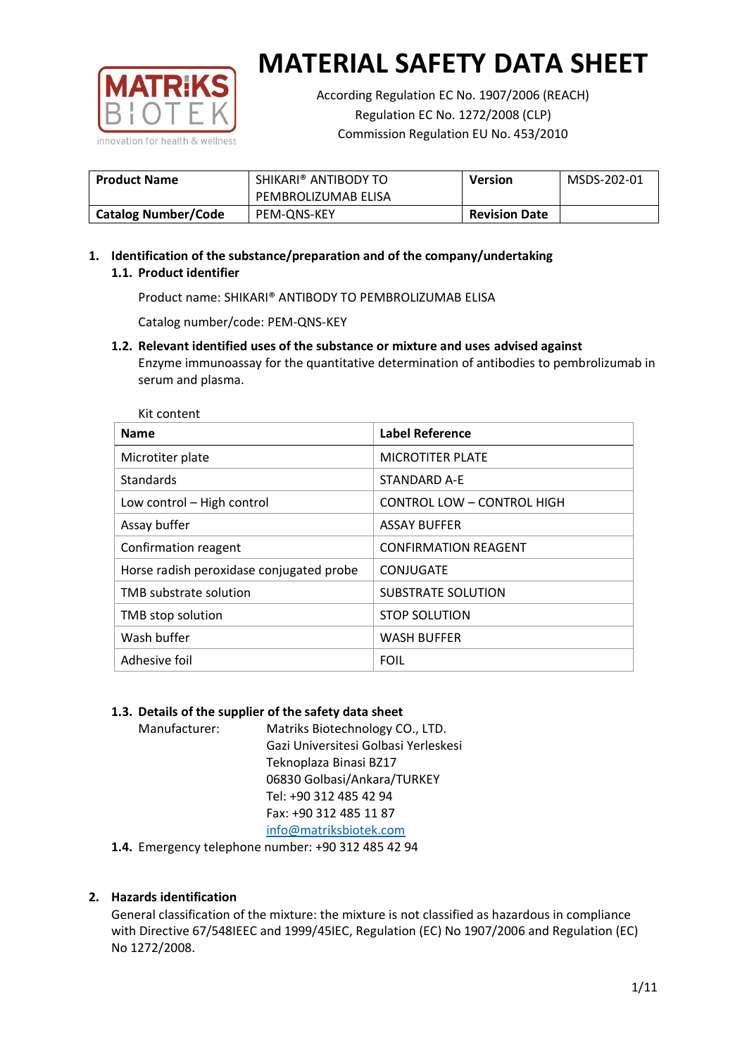# MATERIAL SAFETY DATA SHEET

According Regulation EC No. 1907/2006 (REACH)
Regulation EC No. 1272/2008 (CLP)
Commission Regulation EU No. 453/2010

| | | | |
|---|---|---|---|
| **Product Name** | SHIKARI® ANTIBODY TO PEMBROLIZUMAB ELISA | **Version** | MSDS-202-01 |
| **Catalog Number/Code** | PEM-QNS-KEY | **Revision Date** | |

## 1. Identification of the substance/preparation and of the company/undertaking

### 1.1. Product identifier

Product name: SHIKARI® ANTIBODY TO PEMBROLIZUMAB ELISA

Catalog number/code: PEM-QNS-KEY

### 1.2. Relevant identified uses of the substance or mixture and uses advised against

Enzyme immunoassay for the quantitative determination of antibodies to pembrolizumab in serum and plasma.

Kit content

| Name | Label Reference |
|---|---|
| Microtiter plate | MICROTITER PLATE |
| Standards | STANDARD A-E |
| Low control – High control | CONTROL LOW – CONTROL HIGH |
| Assay buffer | ASSAY BUFFER |
| Confirmation reagent | CONFIRMATION REAGENT |
| Horse radish peroxidase conjugated probe | CONJUGATE |
| TMB substrate solution | SUBSTRATE SOLUTION |
| TMB stop solution | STOP SOLUTION |
| Wash buffer | WASH BUFFER |
| Adhesive foil | FOIL |

### 1.3. Details of the supplier of the safety data sheet

Manufacturer: Matriks Biotechnology CO., LTD.
Gazi Universitesi Golbasi Yerleskesi
Teknoplaza Binasi BZ17
06830 Golbasi/Ankara/TURKEY
Tel: +90 312 485 42 94
Fax: +90 312 485 11 87
info@matriksbiotek.com

### 1.4. Emergency telephone number: +90 312 485 42 94

## 2. Hazards identification

General classification of the mixture: the mixture is not classified as hazardous in compliance with Directive 67/548IEEC and 1999/45IEC, Regulation (EC) No 1907/2006 and Regulation (EC) No 1272/2008.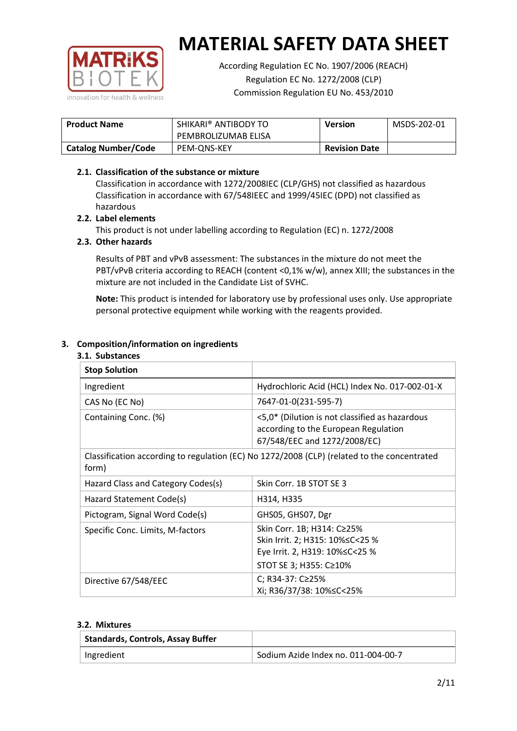# MATERIAL SAFETY DATA SHEET

According Regulation EC No. 1907/2006 (REACH)
Regulation EC No. 1272/2008 (CLP)
Commission Regulation EU No. 453/2010

| Product Name | SHIKARI® ANTIBODY TO PEMBROLIZUMAB ELISA | Version | MSDS-202-01 |
|---|---|---|---|
| Catalog Number/Code | PEM-QNS-KEY | Revision Date | |

### 2.1. Classification of the substance or mixture

Classification in accordance with 1272/2008IEC (CLP/GHS) not classified as hazardous
Classification in accordance with 67/548IEEC and 1999/45IEC (DPD) not classified as hazardous

### 2.2. Label elements

This product is not under labelling according to Regulation (EC) n. 1272/2008

### 2.3. Other hazards

Results of PBT and vPvB assessment: The substances in the mixture do not meet the PBT/vPvB criteria according to REACH (content <0,1% w/w), annex XIII; the substances in the mixture are not included in the Candidate List of SVHC.

**Note:** This product is intended for laboratory use by professional uses only. Use appropriate personal protective equipment while working with the reagents provided.

## 3. Composition/information on ingredients

### 3.1. Substances

| Stop Solution | |
|---|---|
| Ingredient | Hydrochloric Acid (HCL) Index No. 017-002-01-X |
| CAS No (EC No) | 7647-01-0(231-595-7) |
| Containing Conc. (%) | <5,0* (Dilution is not classified as hazardous according to the European Regulation 67/548/EEC and 1272/2008/EC) |
| Classification according to regulation (EC) No 1272/2008 (CLP) (related to the concentrated form) | |
| Hazard Class and Category Codes(s) | Skin Corr. 1B STOT SE 3 |
| Hazard Statement Code(s) | H314, H335 |
| Pictogram, Signal Word Code(s) | GHS05, GHS07, Dgr |
| Specific Conc. Limits, M-factors | Skin Corr. 1B; H314: C≥25%<br>Skin Irrit. 2; H315: 10%≤C<25 %<br>Eye Irrit. 2, H319: 10%≤C<25 %<br>STOT SE 3; H355: C≥10% |
| Directive 67/548/EEC | C; R34-37: C≥25%<br>Xi; R36/37/38: 10%≤C<25% |

### 3.2. Mixtures

| Standards, Controls, Assay Buffer | |
|---|---|
| Ingredient | Sodium Azide Index no. 011-004-00-7 |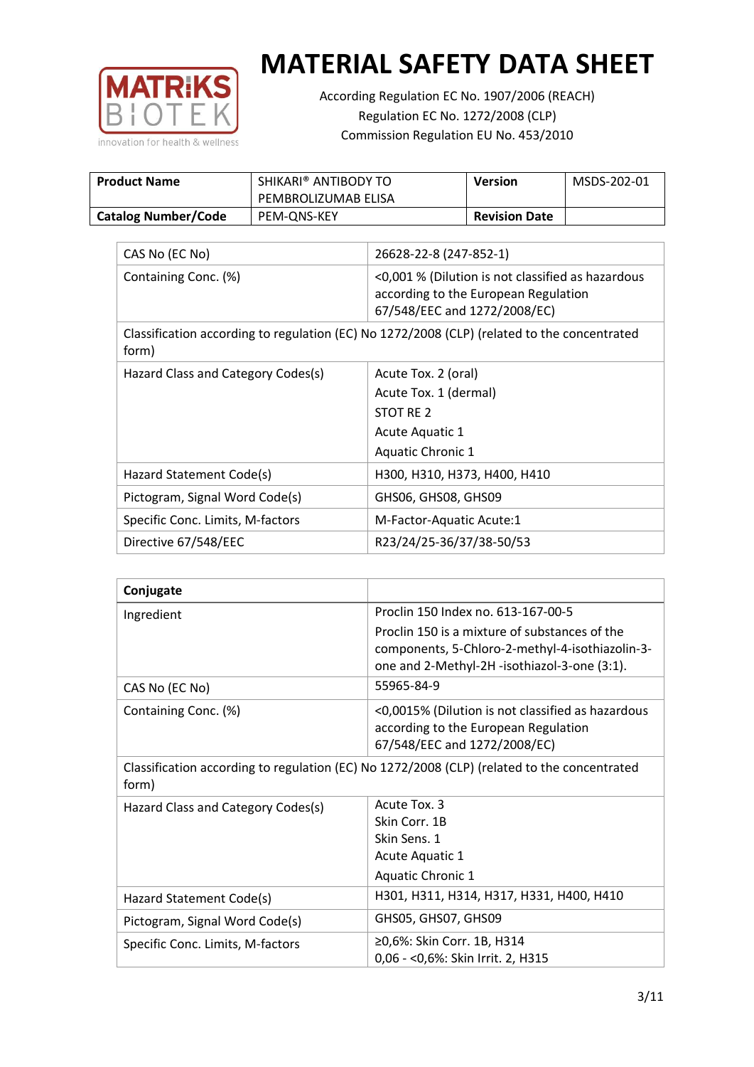# MATERIAL SAFETY DATA SHEET

According Regulation EC No. 1907/2006 (REACH)
Regulation EC No. 1272/2008 (CLP)
Commission Regulation EU No. 453/2010

| | | | |
|---|---|---|---|
| **Product Name** | SHIKARI® ANTIBODY TO PEMBROLIZUMAB ELISA | **Version** | MSDS-202-01 |
| **Catalog Number/Code** | PEM-QNS-KEY | **Revision Date** | |

| | |
|---|---|
| CAS No (EC No) | 26628-22-8 (247-852-1) |
| Containing Conc. (%) | <0,001 % (Dilution is not classified as hazardous according to the European Regulation 67/548/EEC and 1272/2008/EC) |
| Classification according to regulation (EC) No 1272/2008 (CLP) (related to the concentrated form) | |
| Hazard Class and Category Codes(s) | Acute Tox. 2 (oral)<br>Acute Tox. 1 (dermal)<br>STOT RE 2<br>Acute Aquatic 1<br>Aquatic Chronic 1 |
| Hazard Statement Code(s) | H300, H310, H373, H400, H410 |
| Pictogram, Signal Word Code(s) | GHS06, GHS08, GHS09 |
| Specific Conc. Limits, M-factors | M-Factor-Aquatic Acute:1 |
| Directive 67/548/EEC | R23/24/25-36/37/38-50/53 |

| **Conjugate** | |
|---|---|
| Ingredient | Proclin 150 Index no. 613-167-00-5<br>Proclin 150 is a mixture of substances of the components, 5-Chloro-2-methyl-4-isothiazolin-3-one and 2-Methyl-2H -isothiazol-3-one (3:1). |
| CAS No (EC No) | 55965-84-9 |
| Containing Conc. (%) | <0,0015% (Dilution is not classified as hazardous according to the European Regulation 67/548/EEC and 1272/2008/EC) |
| Classification according to regulation (EC) No 1272/2008 (CLP) (related to the concentrated form) | |
| Hazard Class and Category Codes(s) | Acute Tox. 3<br>Skin Corr. 1B<br>Skin Sens. 1<br>Acute Aquatic 1<br>Aquatic Chronic 1 |
| Hazard Statement Code(s) | H301, H311, H314, H317, H331, H400, H410 |
| Pictogram, Signal Word Code(s) | GHS05, GHS07, GHS09 |
| Specific Conc. Limits, M-factors | ≥0,6%: Skin Corr. 1B, H314<br>0,06 - <0,6%: Skin Irrit. 2, H315 |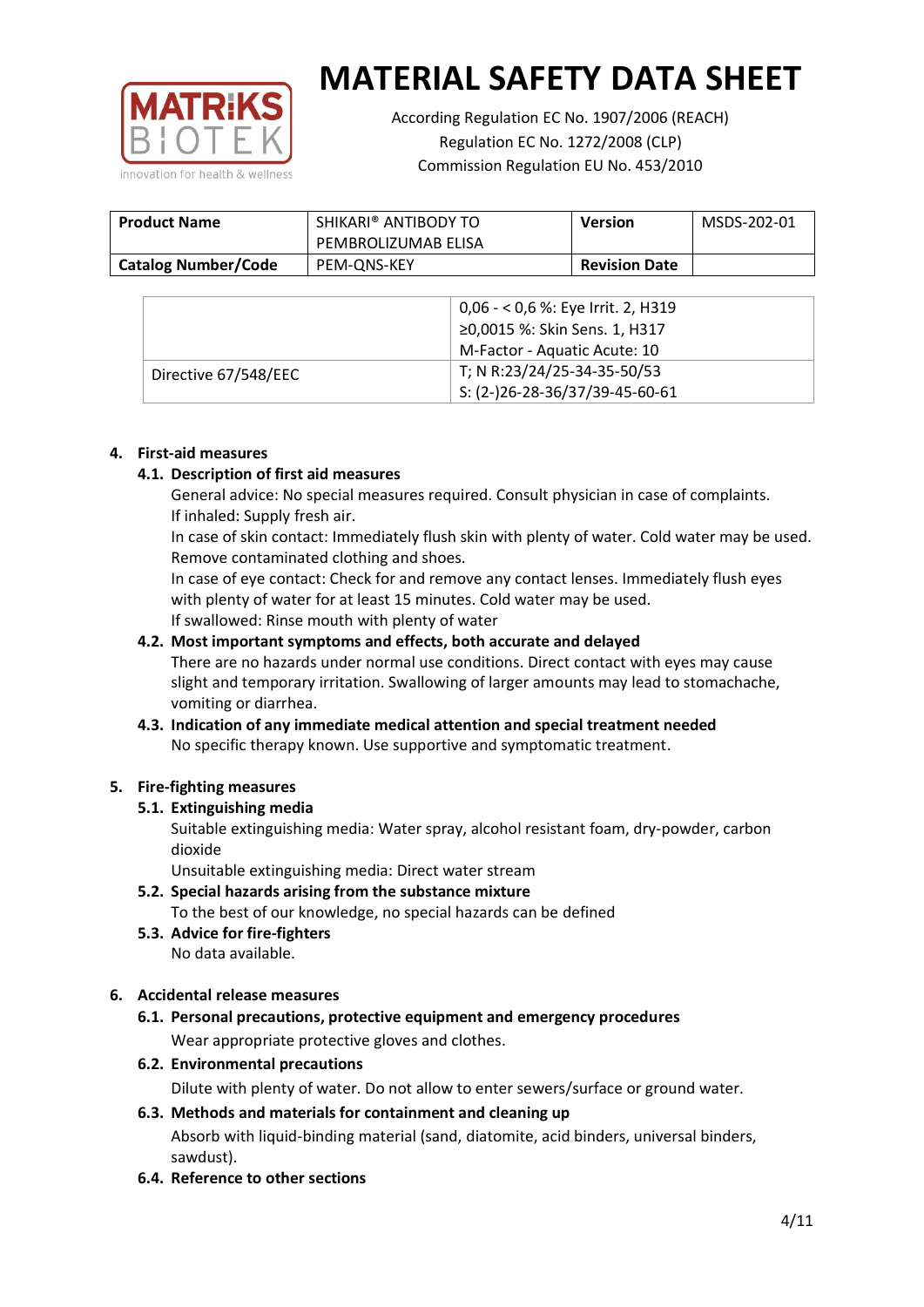# MATERIAL SAFETY DATA SHEET

According Regulation EC No. 1907/2006 (REACH)
Regulation EC No. 1272/2008 (CLP)
Commission Regulation EU No. 453/2010

| **Product Name** | SHIKARI® ANTIBODY TO PEMBROLIZUMAB ELISA | **Version** | MSDS-202-01 |
|---|---|---|---|
| **Catalog Number/Code** | PEM-QNS-KEY | **Revision Date** | |

| | |
|---|---|
| | 0,06 - < 0,6 %: Eye Irrit. 2, H319<br>≥0,0015 %: Skin Sens. 1, H317<br>M-Factor - Aquatic Acute: 10 |
| Directive 67/548/EEC | T; N R:23/24/25-34-35-50/53<br>S: (2-)26-28-36/37/39-45-60-61 |

## 4. First-aid measures

### 4.1. Description of first aid measures

General advice: No special measures required. Consult physician in case of complaints.
If inhaled: Supply fresh air.
In case of skin contact: Immediately flush skin with plenty of water. Cold water may be used. Remove contaminated clothing and shoes.
In case of eye contact: Check for and remove any contact lenses. Immediately flush eyes with plenty of water for at least 15 minutes. Cold water may be used.
If swallowed: Rinse mouth with plenty of water

### 4.2. Most important symptoms and effects, both accurate and delayed

There are no hazards under normal use conditions. Direct contact with eyes may cause slight and temporary irritation. Swallowing of larger amounts may lead to stomachache, vomiting or diarrhea.

### 4.3. Indication of any immediate medical attention and special treatment needed

No specific therapy known. Use supportive and symptomatic treatment.

## 5. Fire-fighting measures

### 5.1. Extinguishing media

Suitable extinguishing media: Water spray, alcohol resistant foam, dry-powder, carbon dioxide
Unsuitable extinguishing media: Direct water stream

### 5.2. Special hazards arising from the substance mixture

To the best of our knowledge, no special hazards can be defined

### 5.3. Advice for fire-fighters

No data available.

## 6. Accidental release measures

### 6.1. Personal precautions, protective equipment and emergency procedures

Wear appropriate protective gloves and clothes.

### 6.2. Environmental precautions

Dilute with plenty of water. Do not allow to enter sewers/surface or ground water.

### 6.3. Methods and materials for containment and cleaning up

Absorb with liquid-binding material (sand, diatomite, acid binders, universal binders, sawdust).

### 6.4. Reference to other sections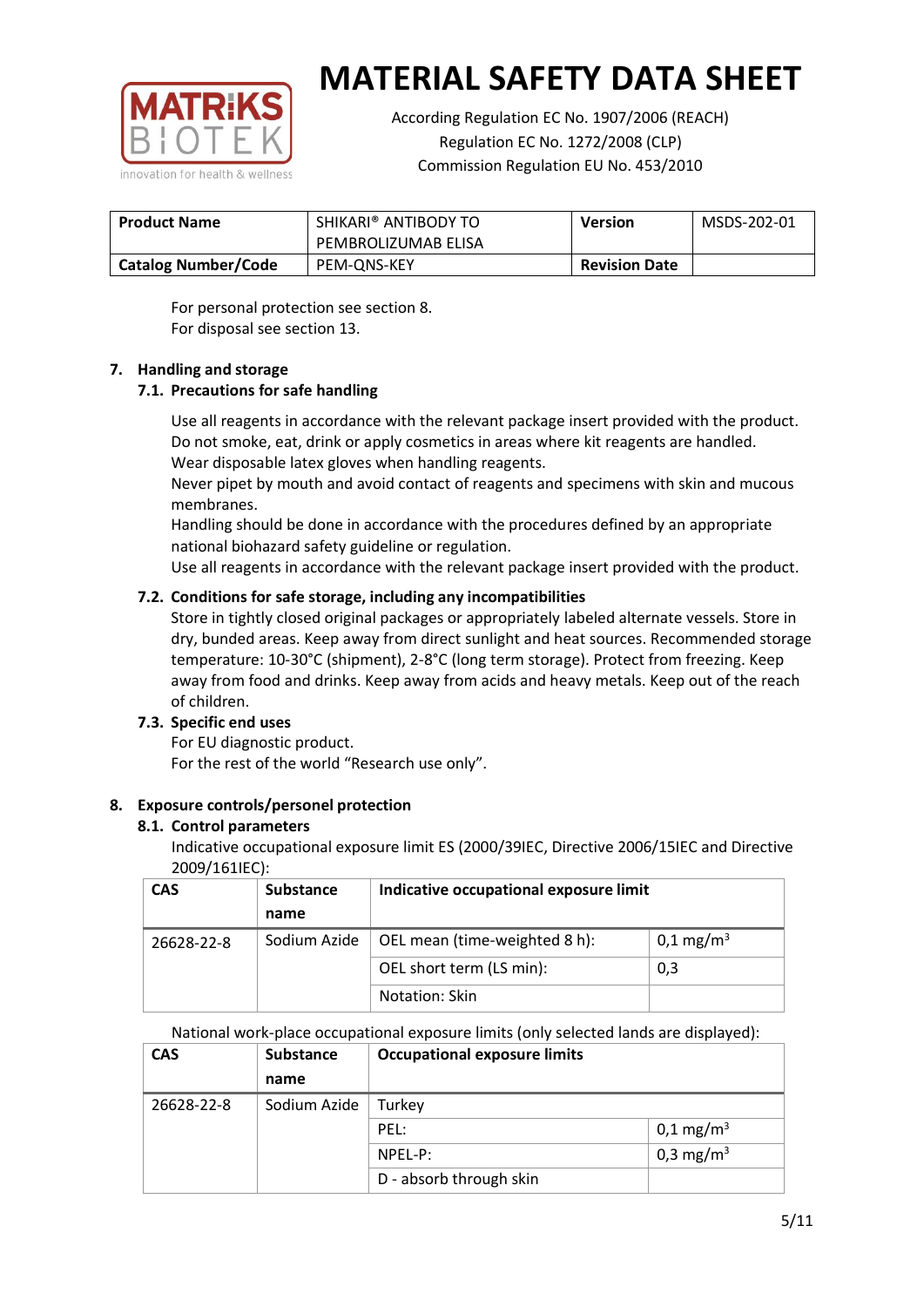# MATERIAL SAFETY DATA SHEET

According Regulation EC No. 1907/2006 (REACH)
Regulation EC No. 1272/2008 (CLP)
Commission Regulation EU No. 453/2010

| Product Name | SHIKARI® ANTIBODY TO PEMBROLIZUMAB ELISA | Version | MSDS-202-01 |
|---|---|---|---|
| **Catalog Number/Code** | PEM-QNS-KEY | **Revision Date** | |

For personal protection see section 8.
For disposal see section 13.

## 7. Handling and storage

### 7.1. Precautions for safe handling

Use all reagents in accordance with the relevant package insert provided with the product.
Do not smoke, eat, drink or apply cosmetics in areas where kit reagents are handled.
Wear disposable latex gloves when handling reagents.
Never pipet by mouth and avoid contact of reagents and specimens with skin and mucous membranes.
Handling should be done in accordance with the procedures defined by an appropriate national biohazard safety guideline or regulation.
Use all reagents in accordance with the relevant package insert provided with the product.

### 7.2. Conditions for safe storage, including any incompatibilities

Store in tightly closed original packages or appropriately labeled alternate vessels. Store in dry, bunded areas. Keep away from direct sunlight and heat sources. Recommended storage temperature: 10-30°C (shipment), 2-8°C (long term storage). Protect from freezing. Keep away from food and drinks. Keep away from acids and heavy metals. Keep out of the reach of children.

### 7.3. Specific end uses

For EU diagnostic product.
For the rest of the world "Research use only".

## 8. Exposure controls/personel protection

### 8.1. Control parameters

Indicative occupational exposure limit ES (2000/39IEC, Directive 2006/15IEC and Directive 2009/161IEC):

| CAS | Substance name | Indicative occupational exposure limit | |
|---|---|---|---|
| 26628-22-8 | Sodium Azide | OEL mean (time-weighted 8 h): | 0,1 mg/m$^3$ |
| | | OEL short term (LS min): | 0,3 |
| | | Notation: Skin | |

National work-place occupational exposure limits (only selected lands are displayed):

| CAS | Substance name | Occupational exposure limits | |
|---|---|---|---|
| 26628-22-8 | Sodium Azide | Turkey | |
| | | PEL: | 0,1 mg/m$^3$ |
| | | NPEL-P: | 0,3 mg/m$^3$ |
| | | D - absorb through skin | |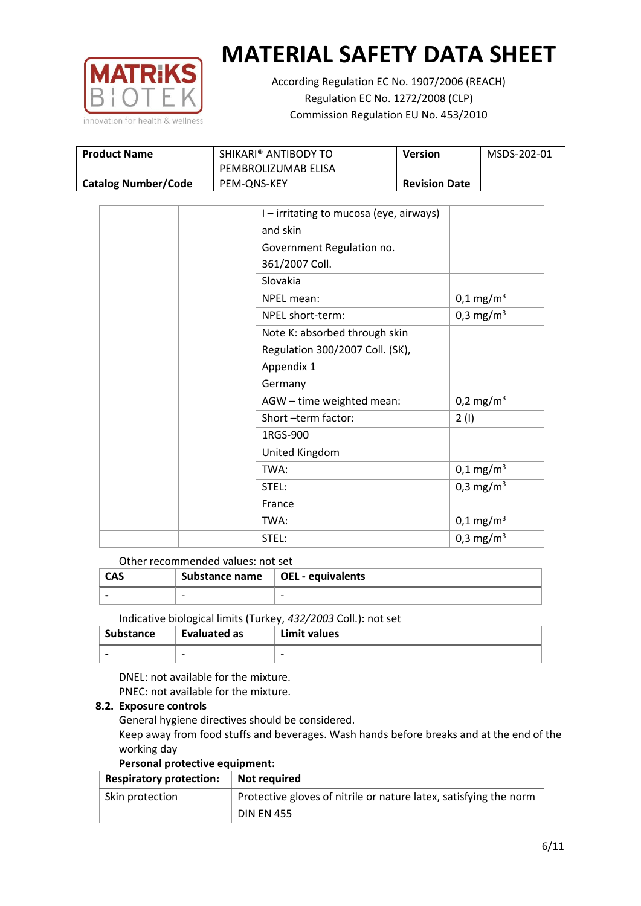| | | | |
|---|---|---|---|
| | | I – irritating to mucosa (eye, airways) and skin | |
| | | Government Regulation no. 361/2007 Coll. | |
| | | Slovakia | |
| | | NPEL mean: | 0,1 mg/m$^3$ |
| | | NPEL short-term: | 0,3 mg/m$^3$ |
| | | Note K: absorbed through skin | |
| | | Regulation 300/2007 Coll. (SK), Appendix 1 | |
| | | Germany | |
| | | AGW – time weighted mean: | 0,2 mg/m$^3$ |
| | | Short –term factor: | 2 (I) |
| | | 1RGS-900 | |
| | | United Kingdom | |
| | | TWA: | 0,1 mg/m$^3$ |
| | | STEL: | 0,3 mg/m$^3$ |
| | | France | |
| | | TWA: | 0,1 mg/m$^3$ |
| | | STEL: | 0,3 mg/m$^3$ |

Other recommended values: not set

| CAS | Substance name | OEL - equivalents |
|---|---|---|
| - | - | - |

Indicative biological limits (Turkey, *432/2003* Coll.): not set

| Substance | Evaluated as | Limit values |
|---|---|---|
| - | - | - |

DNEL: not available for the mixture.

PNEC: not available for the mixture.

### 8.2. Exposure controls

General hygiene directives should be considered.

Keep away from food stuffs and beverages. Wash hands before breaks and at the end of the working day

**Personal protective equipment:**

| Respiratory protection: | Not required |
|---|---|
| Skin protection | Protective gloves of nitrile or nature latex, satisfying the norm DIN EN 455 |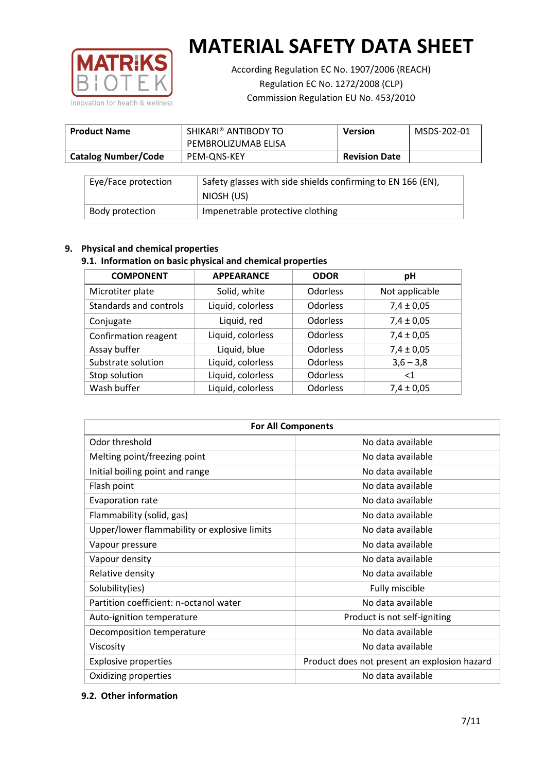| Eye/Face protection | Safety glasses with side shields confirming to EN 166 (EN), NIOSH (US) |
|---|---|
| Body protection | Impenetrable protective clothing |

## 9. Physical and chemical properties

### 9.1. Information on basic physical and chemical properties

| COMPONENT | APPEARANCE | ODOR | pH |
|---|---|---|---|
| Microtiter plate | Solid, white | Odorless | Not applicable |
| Standards and controls | Liquid, colorless | Odorless | 7,4 ± 0,05 |
| Conjugate | Liquid, red | Odorless | 7,4 ± 0,05 |
| Confirmation reagent | Liquid, colorless | Odorless | 7,4 ± 0,05 |
| Assay buffer | Liquid, blue | Odorless | 7,4 ± 0,05 |
| Substrate solution | Liquid, colorless | Odorless | 3,6 – 3,8 |
| Stop solution | Liquid, colorless | Odorless | <1 |
| Wash buffer | Liquid, colorless | Odorless | 7,4 ± 0,05 |

| For All Components | |
|---|---|
| Odor threshold | No data available |
| Melting point/freezing point | No data available |
| Initial boiling point and range | No data available |
| Flash point | No data available |
| Evaporation rate | No data available |
| Flammability (solid, gas) | No data available |
| Upper/lower flammability or explosive limits | No data available |
| Vapour pressure | No data available |
| Vapour density | No data available |
| Relative density | No data available |
| Solubility(ies) | Fully miscible |
| Partition coefficient: n-octanol water | No data available |
| Auto-ignition temperature | Product is not self-igniting |
| Decomposition temperature | No data available |
| Viscosity | No data available |
| Explosive properties | Product does not present an explosion hazard |
| Oxidizing properties | No data available |

### 9.2. Other information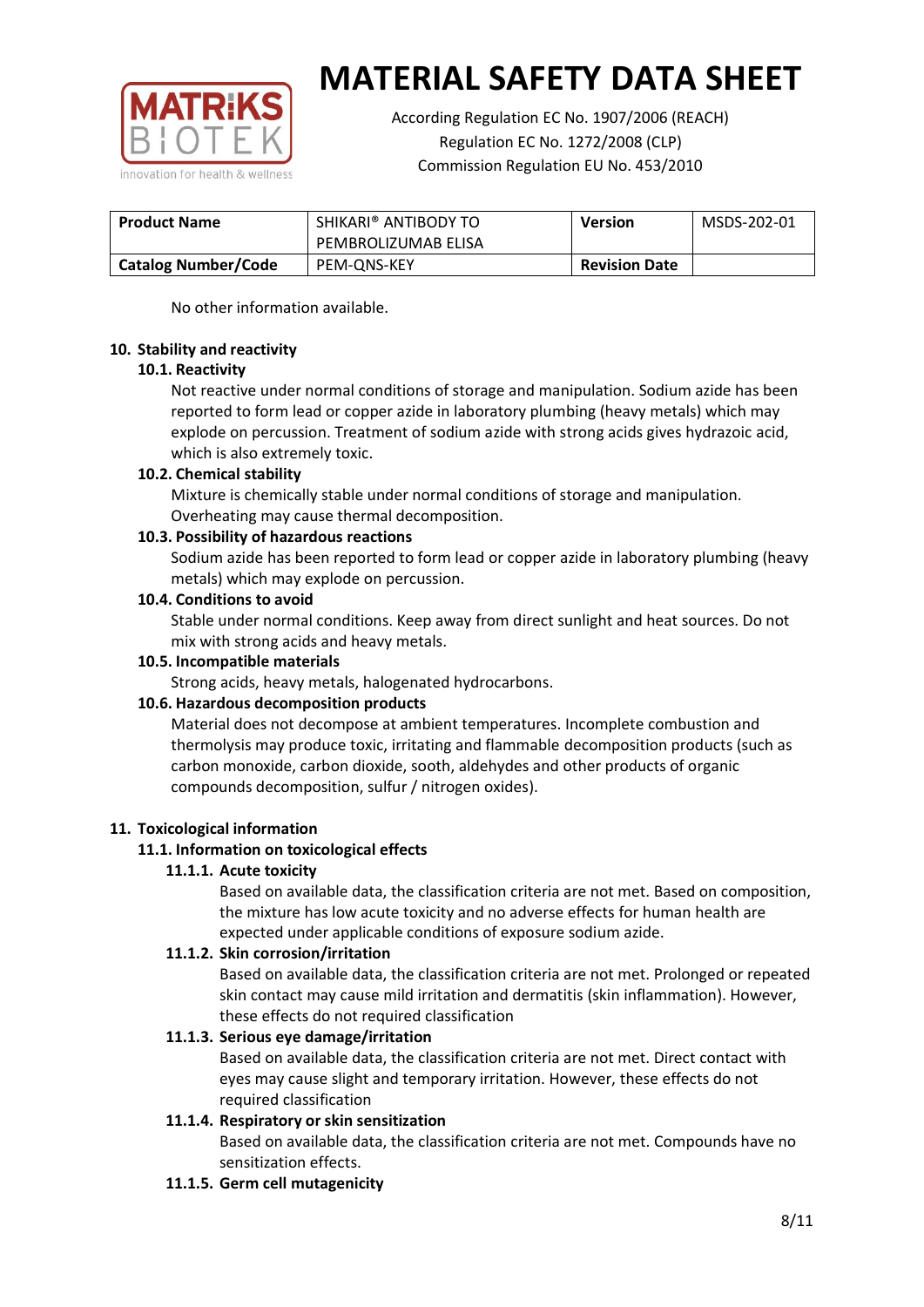No other information available.

## 10. Stability and reactivity

### 10.1. Reactivity

Not reactive under normal conditions of storage and manipulation. Sodium azide has been reported to form lead or copper azide in laboratory plumbing (heavy metals) which may explode on percussion. Treatment of sodium azide with strong acids gives hydrazoic acid, which is also extremely toxic.

### 10.2. Chemical stability

Mixture is chemically stable under normal conditions of storage and manipulation. Overheating may cause thermal decomposition.

### 10.3. Possibility of hazardous reactions

Sodium azide has been reported to form lead or copper azide in laboratory plumbing (heavy metals) which may explode on percussion.

### 10.4. Conditions to avoid

Stable under normal conditions. Keep away from direct sunlight and heat sources. Do not mix with strong acids and heavy metals.

### 10.5. Incompatible materials

Strong acids, heavy metals, halogenated hydrocarbons.

### 10.6. Hazardous decomposition products

Material does not decompose at ambient temperatures. Incomplete combustion and thermolysis may produce toxic, irritating and flammable decomposition products (such as carbon monoxide, carbon dioxide, sooth, aldehydes and other products of organic compounds decomposition, sulfur / nitrogen oxides).

## 11. Toxicological information

### 11.1. Information on toxicological effects

#### 11.1.1. Acute toxicity

Based on available data, the classification criteria are not met. Based on composition, the mixture has low acute toxicity and no adverse effects for human health are expected under applicable conditions of exposure sodium azide.

#### 11.1.2. Skin corrosion/irritation

Based on available data, the classification criteria are not met. Prolonged or repeated skin contact may cause mild irritation and dermatitis (skin inflammation). However, these effects do not required classification

#### 11.1.3. Serious eye damage/irritation

Based on available data, the classification criteria are not met. Direct contact with eyes may cause slight and temporary irritation. However, these effects do not required classification

#### 11.1.4. Respiratory or skin sensitization

Based on available data, the classification criteria are not met. Compounds have no sensitization effects.

#### 11.1.5. Germ cell mutagenicity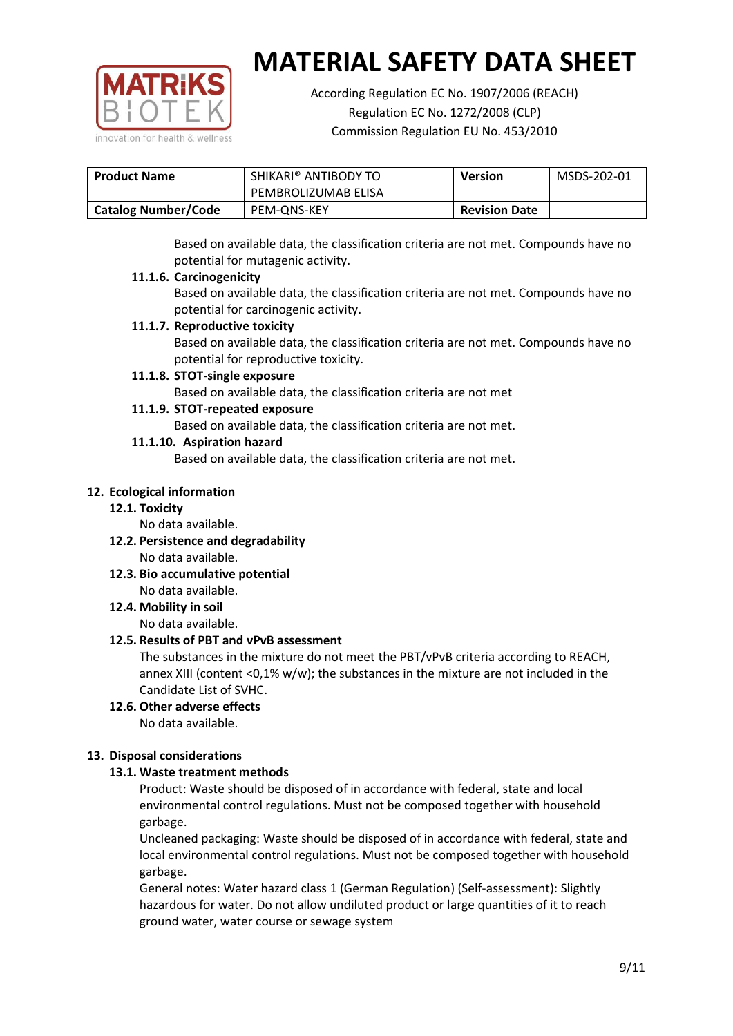Based on available data, the classification criteria are not met. Compounds have no potential for mutagenic activity.

#### 11.1.6. Carcinogenicity

Based on available data, the classification criteria are not met. Compounds have no potential for carcinogenic activity.

#### 11.1.7. Reproductive toxicity

Based on available data, the classification criteria are not met. Compounds have no potential for reproductive toxicity.

#### 11.1.8. STOT-single exposure

Based on available data, the classification criteria are not met

#### 11.1.9. STOT-repeated exposure

Based on available data, the classification criteria are not met.

#### 11.1.10. Aspiration hazard

Based on available data, the classification criteria are not met.

## 12. Ecological information

### 12.1. Toxicity

No data available.

### 12.2. Persistence and degradability

No data available.

### 12.3. Bio accumulative potential

No data available.

### 12.4. Mobility in soil

No data available.

### 12.5. Results of PBT and vPvB assessment

The substances in the mixture do not meet the PBT/vPvB criteria according to REACH, annex XIII (content <0,1% w/w); the substances in the mixture are not included in the Candidate List of SVHC.

### 12.6. Other adverse effects

No data available.

## 13. Disposal considerations

### 13.1. Waste treatment methods

Product: Waste should be disposed of in accordance with federal, state and local environmental control regulations. Must not be composed together with household garbage.

Uncleaned packaging: Waste should be disposed of in accordance with federal, state and local environmental control regulations. Must not be composed together with household garbage.

General notes: Water hazard class 1 (German Regulation) (Self-assessment): Slightly hazardous for water. Do not allow undiluted product or large quantities of it to reach ground water, water course or sewage system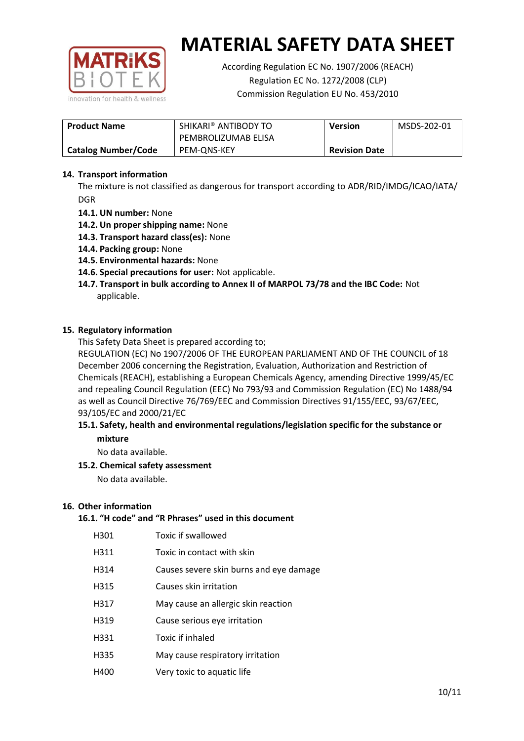# MATERIAL SAFETY DATA SHEET

According Regulation EC No. 1907/2006 (REACH)
Regulation EC No. 1272/2008 (CLP)
Commission Regulation EU No. 453/2010

| | | | |
|---|---|---|---|
| **Product Name** | SHIKARI® ANTIBODY TO PEMBROLIZUMAB ELISA | **Version** | MSDS-202-01 |
| **Catalog Number/Code** | PEM-QNS-KEY | **Revision Date** | |

## 14. Transport information

The mixture is not classified as dangerous for transport according to ADR/RID/IMDG/ICAO/IATA/DGR

- **14.1. UN number:** None
- **14.2. Un proper shipping name:** None
- **14.3. Transport hazard class(es):** None
- **14.4. Packing group:** None
- **14.5. Environmental hazards:** None
- **14.6. Special precautions for user:** Not applicable.
- **14.7. Transport in bulk according to Annex II of MARPOL 73/78 and the IBC Code:** Not applicable.

## 15. Regulatory information

This Safety Data Sheet is prepared according to;
REGULATION (EC) No 1907/2006 OF THE EUROPEAN PARLIAMENT AND OF THE COUNCIL of 18 December 2006 concerning the Registration, Evaluation, Authorization and Restriction of Chemicals (REACH), establishing a European Chemicals Agency, amending Directive 1999/45/EC and repealing Council Regulation (EEC) No 793/93 and Commission Regulation (EC) No 1488/94 as well as Council Directive 76/769/EEC and Commission Directives 91/155/EEC, 93/67/EEC, 93/105/EC and 2000/21/EC

### 15.1. Safety, health and environmental regulations/legislation specific for the substance or mixture

No data available.

### 15.2. Chemical safety assessment

No data available.

## 16. Other information

### 16.1. "H code" and "R Phrases" used in this document

| | |
|---|---|
| H301 | Toxic if swallowed |
| H311 | Toxic in contact with skin |
| H314 | Causes severe skin burns and eye damage |
| H315 | Causes skin irritation |
| H317 | May cause an allergic skin reaction |
| H319 | Cause serious eye irritation |
| H331 | Toxic if inhaled |
| H335 | May cause respiratory irritation |
| H400 | Very toxic to aquatic life |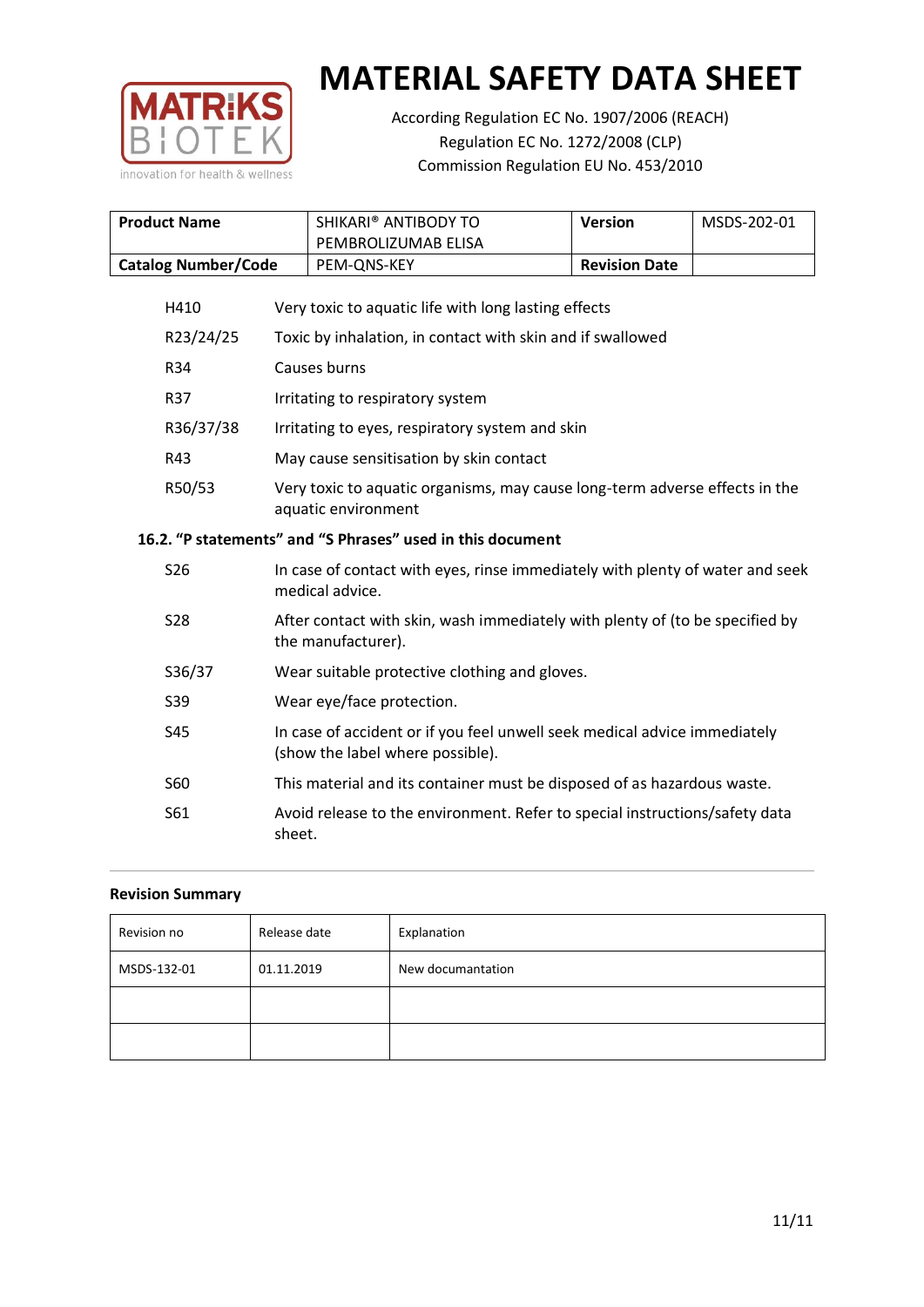# MATERIAL SAFETY DATA SHEET

According Regulation EC No. 1907/2006 (REACH)
Regulation EC No. 1272/2008 (CLP)
Commission Regulation EU No. 453/2010

| **Product Name** | SHIKARI® ANTIBODY TO PEMBROLIZUMAB ELISA | **Version** | MSDS-202-01 |
|---|---|---|---|
| **Catalog Number/Code** | PEM-QNS-KEY | **Revision Date** | |

| | |
|---|---|
| H410 | Very toxic to aquatic life with long lasting effects |
| R23/24/25 | Toxic by inhalation, in contact with skin and if swallowed |
| R34 | Causes burns |
| R37 | Irritating to respiratory system |
| R36/37/38 | Irritating to eyes, respiratory system and skin |
| R43 | May cause sensitisation by skin contact |
| R50/53 | Very toxic to aquatic organisms, may cause long-term adverse effects in the aquatic environment |

### 16.2. "P statements" and "S Phrases" used in this document

| | |
|---|---|
| S26 | In case of contact with eyes, rinse immediately with plenty of water and seek medical advice. |
| S28 | After contact with skin, wash immediately with plenty of (to be specified by the manufacturer). |
| S36/37 | Wear suitable protective clothing and gloves. |
| S39 | Wear eye/face protection. |
| S45 | In case of accident or if you feel unwell seek medical advice immediately (show the label where possible). |
| S60 | This material and its container must be disposed of as hazardous waste. |
| S61 | Avoid release to the environment. Refer to special instructions/safety data sheet. |

---

**Revision Summary**

| Revision no | Release date | Explanation |
|---|---|---|
| MSDS-132-01 | 01.11.2019 | New documantation |
| | | |
| | | |